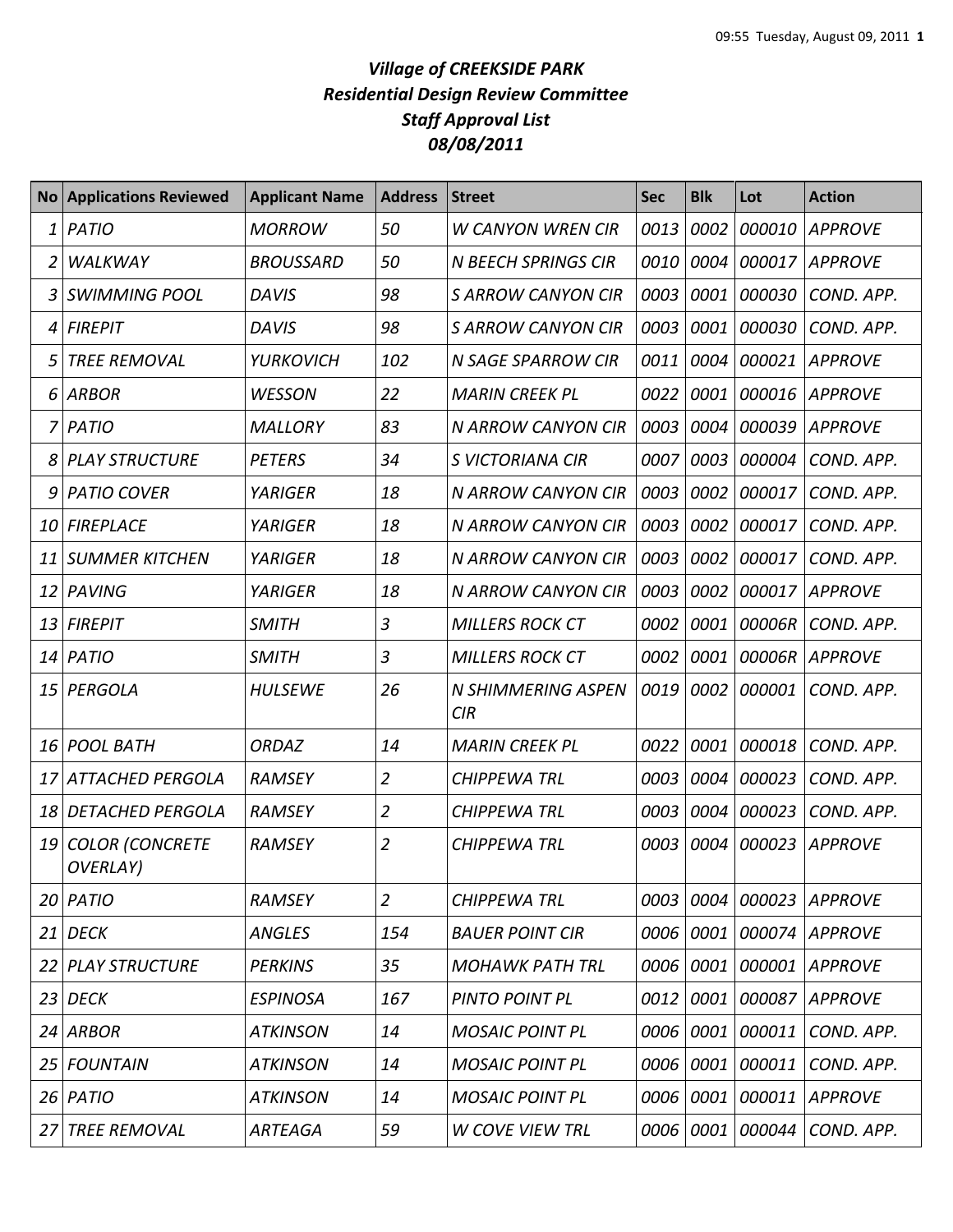# *Village of CREEKSIDE PARK*
## *Residential Design Review Committee*
## *Staff Approval List*
## *08/08/2011*

| No | Applications Reviewed | Applicant Name | Address | Street | Sec | Blk | Lot | Action |
|---|---|---|---|---|---|---|---|---|
| 1 | PATIO | MORROW | 50 | W CANYON WREN CIR | 0013 | 0002 | 000010 | APPROVE |
| 2 | WALKWAY | BROUSSARD | 50 | N BEECH SPRINGS CIR | 0010 | 0004 | 000017 | APPROVE |
| 3 | SWIMMING POOL | DAVIS | 98 | S ARROW CANYON CIR | 0003 | 0001 | 000030 | COND. APP. |
| 4 | FIREPIT | DAVIS | 98 | S ARROW CANYON CIR | 0003 | 0001 | 000030 | COND. APP. |
| 5 | TREE REMOVAL | YURKOVICH | 102 | N SAGE SPARROW CIR | 0011 | 0004 | 000021 | APPROVE |
| 6 | ARBOR | WESSON | 22 | MARIN CREEK PL | 0022 | 0001 | 000016 | APPROVE |
| 7 | PATIO | MALLORY | 83 | N ARROW CANYON CIR | 0003 | 0004 | 000039 | APPROVE |
| 8 | PLAY STRUCTURE | PETERS | 34 | S VICTORIANA CIR | 0007 | 0003 | 000004 | COND. APP. |
| 9 | PATIO COVER | YARIGER | 18 | N ARROW CANYON CIR | 0003 | 0002 | 000017 | COND. APP. |
| 10 | FIREPLACE | YARIGER | 18 | N ARROW CANYON CIR | 0003 | 0002 | 000017 | COND. APP. |
| 11 | SUMMER KITCHEN | YARIGER | 18 | N ARROW CANYON CIR | 0003 | 0002 | 000017 | COND. APP. |
| 12 | PAVING | YARIGER | 18 | N ARROW CANYON CIR | 0003 | 0002 | 000017 | APPROVE |
| 13 | FIREPIT | SMITH | 3 | MILLERS ROCK CT | 0002 | 0001 | 00006R | COND. APP. |
| 14 | PATIO | SMITH | 3 | MILLERS ROCK CT | 0002 | 0001 | 00006R | APPROVE |
| 15 | PERGOLA | HULSEWE | 26 | N SHIMMERING ASPEN CIR | 0019 | 0002 | 000001 | COND. APP. |
| 16 | POOL BATH | ORDAZ | 14 | MARIN CREEK PL | 0022 | 0001 | 000018 | COND. APP. |
| 17 | ATTACHED PERGOLA | RAMSEY | 2 | CHIPPEWA TRL | 0003 | 0004 | 000023 | COND. APP. |
| 18 | DETACHED PERGOLA | RAMSEY | 2 | CHIPPEWA TRL | 0003 | 0004 | 000023 | COND. APP. |
| 19 | COLOR (CONCRETE OVERLAY) | RAMSEY | 2 | CHIPPEWA TRL | 0003 | 0004 | 000023 | APPROVE |
| 20 | PATIO | RAMSEY | 2 | CHIPPEWA TRL | 0003 | 0004 | 000023 | APPROVE |
| 21 | DECK | ANGLES | 154 | BAUER POINT CIR | 0006 | 0001 | 000074 | APPROVE |
| 22 | PLAY STRUCTURE | PERKINS | 35 | MOHAWK PATH TRL | 0006 | 0001 | 000001 | APPROVE |
| 23 | DECK | ESPINOSA | 167 | PINTO POINT PL | 0012 | 0001 | 000087 | APPROVE |
| 24 | ARBOR | ATKINSON | 14 | MOSAIC POINT PL | 0006 | 0001 | 000011 | COND. APP. |
| 25 | FOUNTAIN | ATKINSON | 14 | MOSAIC POINT PL | 0006 | 0001 | 000011 | COND. APP. |
| 26 | PATIO | ATKINSON | 14 | MOSAIC POINT PL | 0006 | 0001 | 000011 | APPROVE |
| 27 | TREE REMOVAL | ARTEAGA | 59 | W COVE VIEW TRL | 0006 | 0001 | 000044 | COND. APP. |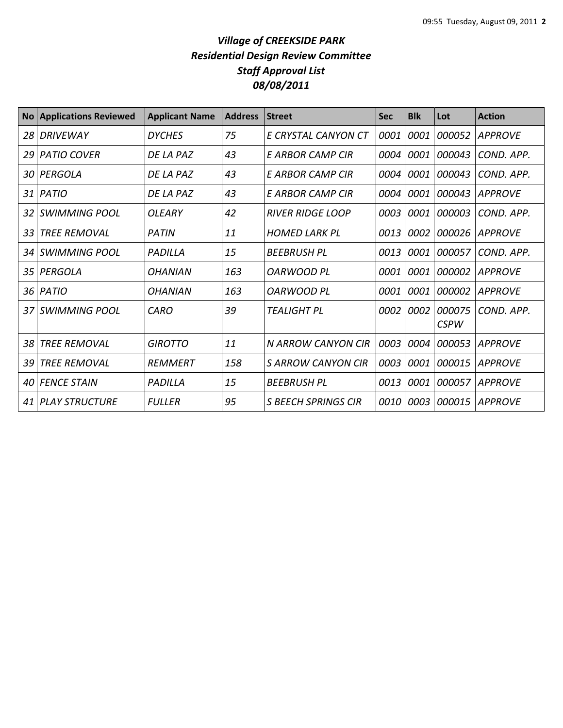# *Village of CREEKSIDE PARK*
## *Residential Design Review Committee*
## *Staff Approval List*
## *08/08/2011*

| No | Applications Reviewed | Applicant Name | Address | Street | Sec | Blk | Lot | Action |
|---|---|---|---|---|---|---|---|---|
| *28* | *DRIVEWAY* | *DYCHES* | *75* | *E CRYSTAL CANYON CT* | *0001* | *0001* | *000052* | *APPROVE* |
| *29* | *PATIO COVER* | *DE LA PAZ* | *43* | *E ARBOR CAMP CIR* | *0004* | *0001* | *000043* | *COND. APP.* |
| *30* | *PERGOLA* | *DE LA PAZ* | *43* | *E ARBOR CAMP CIR* | *0004* | *0001* | *000043* | *COND. APP.* |
| *31* | *PATIO* | *DE LA PAZ* | *43* | *E ARBOR CAMP CIR* | *0004* | *0001* | *000043* | *APPROVE* |
| *32* | *SWIMMING POOL* | *OLEARY* | *42* | *RIVER RIDGE LOOP* | *0003* | *0001* | *000003* | *COND. APP.* |
| *33* | *TREE REMOVAL* | *PATIN* | *11* | *HOMED LARK PL* | *0013* | *0002* | *000026* | *APPROVE* |
| *34* | *SWIMMING POOL* | *PADILLA* | *15* | *BEEBRUSH PL* | *0013* | *0001* | *000057* | *COND. APP.* |
| *35* | *PERGOLA* | *OHANIAN* | *163* | *OARWOOD PL* | *0001* | *0001* | *000002* | *APPROVE* |
| *36* | *PATIO* | *OHANIAN* | *163* | *OARWOOD PL* | *0001* | *0001* | *000002* | *APPROVE* |
| *37* | *SWIMMING POOL* | *CARO* | *39* | *TEALIGHT PL* | *0002* | *0002* | *000075 CSPW* | *COND. APP.* |
| *38* | *TREE REMOVAL* | *GIROTTO* | *11* | *N ARROW CANYON CIR* | *0003* | *0004* | *000053* | *APPROVE* |
| *39* | *TREE REMOVAL* | *REMMERT* | *158* | *S ARROW CANYON CIR* | *0003* | *0001* | *000015* | *APPROVE* |
| *40* | *FENCE STAIN* | *PADILLA* | *15* | *BEEBRUSH PL* | *0013* | *0001* | *000057* | *APPROVE* |
| *41* | *PLAY STRUCTURE* | *FULLER* | *95* | *S BEECH SPRINGS CIR* | *0010* | *0003* | *000015* | *APPROVE* |